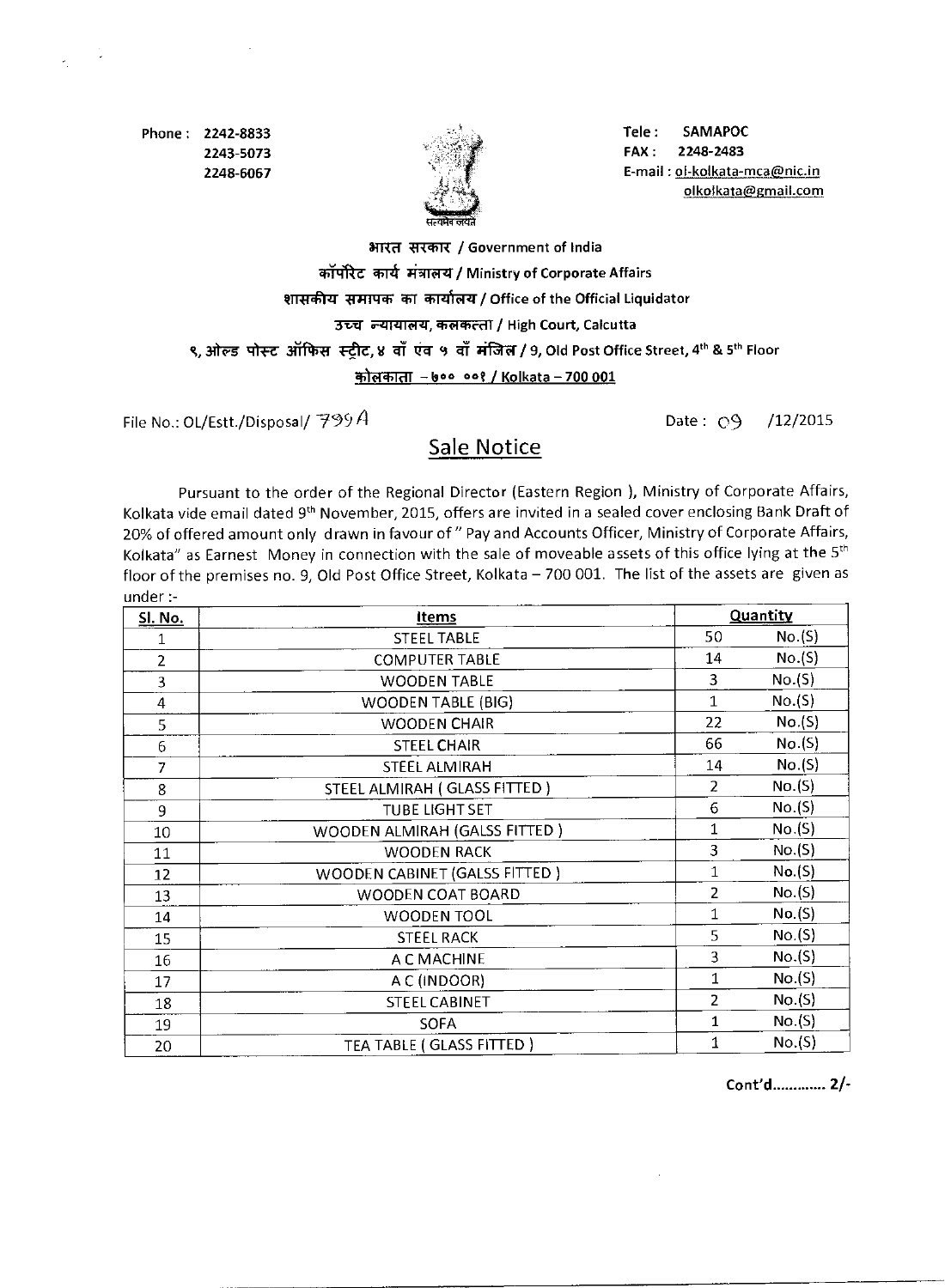Phone : 2242-8833
2243-5073
2248-6067

सत्यमेव जयते

Tele : SAMAPOC
FAX : 2248-2483
E-mail : ol-kolkata-mca@nic.in
olkolkata@gmail.com

**भारत सरकार / Government of India**
**कॉर्पोरेट कार्य मंत्रालय / Ministry of Corporate Affairs**
**शासकीय समापक का कार्यालय / Office of the Official Liquidator**
**उच्च न्यायालय, कलकत्ता / High Court, Calcutta**
**९, ओल्ड पोस्ट ऑफिस स्ट्रीट, ४ वाँ एवं ५ वाँ मंजिल / 9, Old Post Office Street, 4th & 5th Floor**
**कोलकाता – ७०० ००१ / Kolkata – 700 001**

File No.: OL/Estt./Disposal/ 799A

Date : 09 /12/2015

## Sale Notice

Pursuant to the order of the Regional Director (Eastern Region ), Ministry of Corporate Affairs, Kolkata vide email dated 9th November, 2015, offers are invited in a sealed cover enclosing Bank Draft of 20% of offered amount only drawn in favour of " Pay and Accounts Officer, Ministry of Corporate Affairs, Kolkata" as Earnest Money in connection with the sale of moveable assets of this office lying at the 5th floor of the premises no. 9, Old Post Office Street, Kolkata – 700 001. The list of the assets are given as under :-

| Sl. No. | Items | Quantity | |
|---|---|---|---|
| 1 | STEEL TABLE | 50 | No.(S) |
| 2 | COMPUTER TABLE | 14 | No.(S) |
| 3 | WOODEN TABLE | 3 | No.(S) |
| 4 | WOODEN TABLE (BIG) | 1 | No.(S) |
| 5 | WOODEN CHAIR | 22 | No.(S) |
| 6 | STEEL CHAIR | 66 | No.(S) |
| 7 | STEEL ALMIRAH | 14 | No.(S) |
| 8 | STEEL ALMIRAH ( GLASS FITTED ) | 2 | No.(S) |
| 9 | TUBE LIGHT SET | 6 | No.(S) |
| 10 | WOODEN ALMIRAH (GALSS FITTED ) | 1 | No.(S) |
| 11 | WOODEN RACK | 3 | No.(S) |
| 12 | WOODEN CABINET (GALSS FITTED ) | 1 | No.(S) |
| 13 | WOODEN COAT BOARD | 2 | No.(S) |
| 14 | WOODEN TOOL | 1 | No.(S) |
| 15 | STEEL RACK | 5 | No.(S) |
| 16 | A C MACHINE | 3 | No.(S) |
| 17 | A C (INDOOR) | 1 | No.(S) |
| 18 | STEEL CABINET | 2 | No.(S) |
| 19 | SOFA | 1 | No.(S) |
| 20 | TEA TABLE ( GLASS FITTED ) | 1 | No.(S) |

Cont'd............ 2/-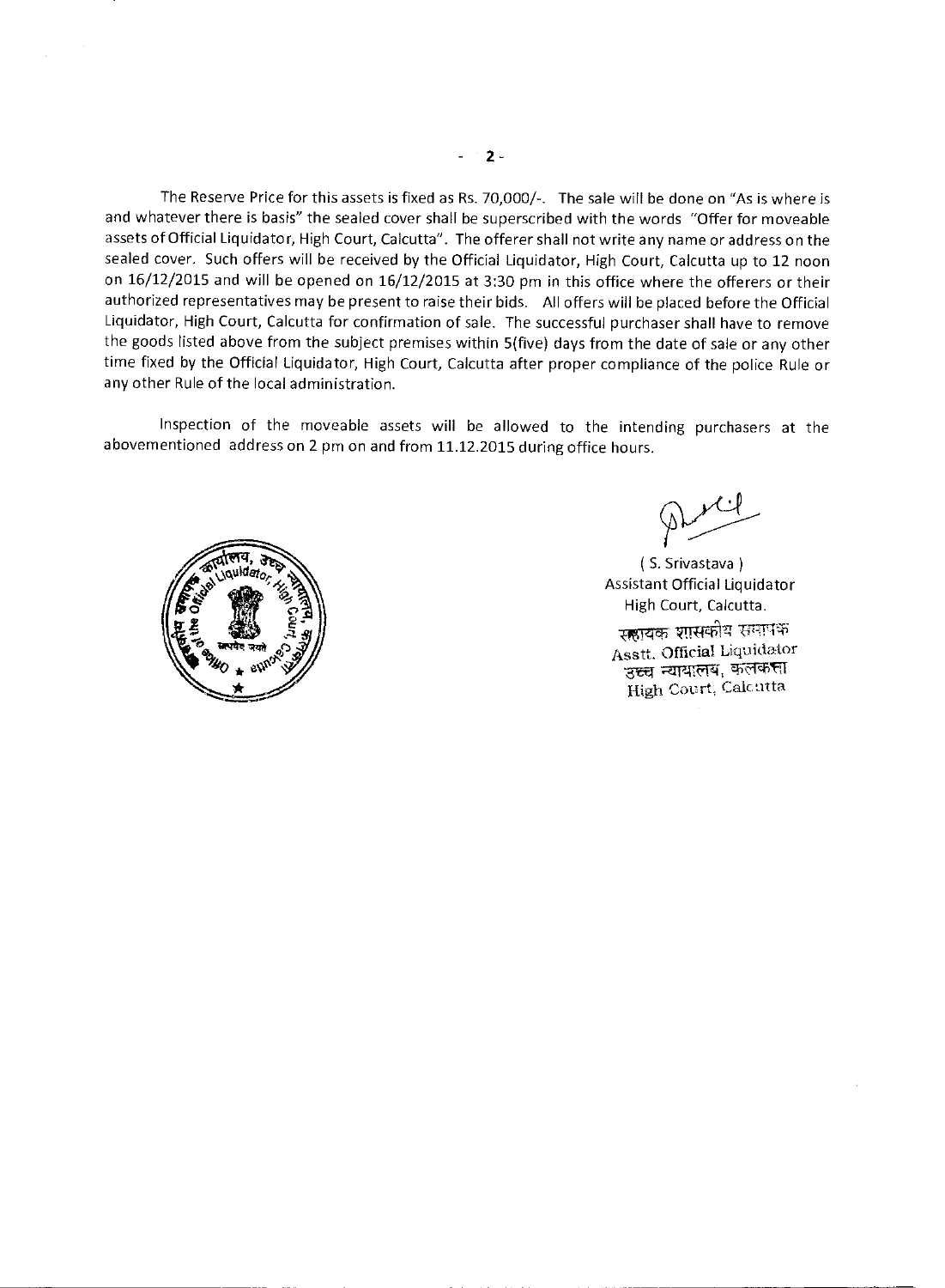The Reserve Price for this assets is fixed as Rs. 70,000/-. The sale will be done on "As is where is and whatever there is basis" the sealed cover shall be superscribed with the words "Offer for moveable assets of Official Liquidator, High Court, Calcutta". The offerer shall not write any name or address on the sealed cover. Such offers will be received by the Official Liquidator, High Court, Calcutta up to 12 noon on 16/12/2015 and will be opened on 16/12/2015 at 3:30 pm in this office where the offerers or their authorized representatives may be present to raise their bids. All offers will be placed before the Official Liquidator, High Court, Calcutta for confirmation of sale. The successful purchaser shall have to remove the goods listed above from the subject premises within 5(five) days from the date of sale or any other time fixed by the Official Liquidator, High Court, Calcutta after proper compliance of the police Rule or any other Rule of the local administration.

Inspection of the moveable assets will be allowed to the intending purchasers at the abovementioned address on 2 pm on and from 11.12.2015 during office hours.

( S. Srivastava )
Assistant Official Liquidator
High Court, Calcutta.

सहायक शासकीय समापक
Asstt. Official Liquidator
उच्च न्यायालय, कलकत्ता
High Court, Calcutta